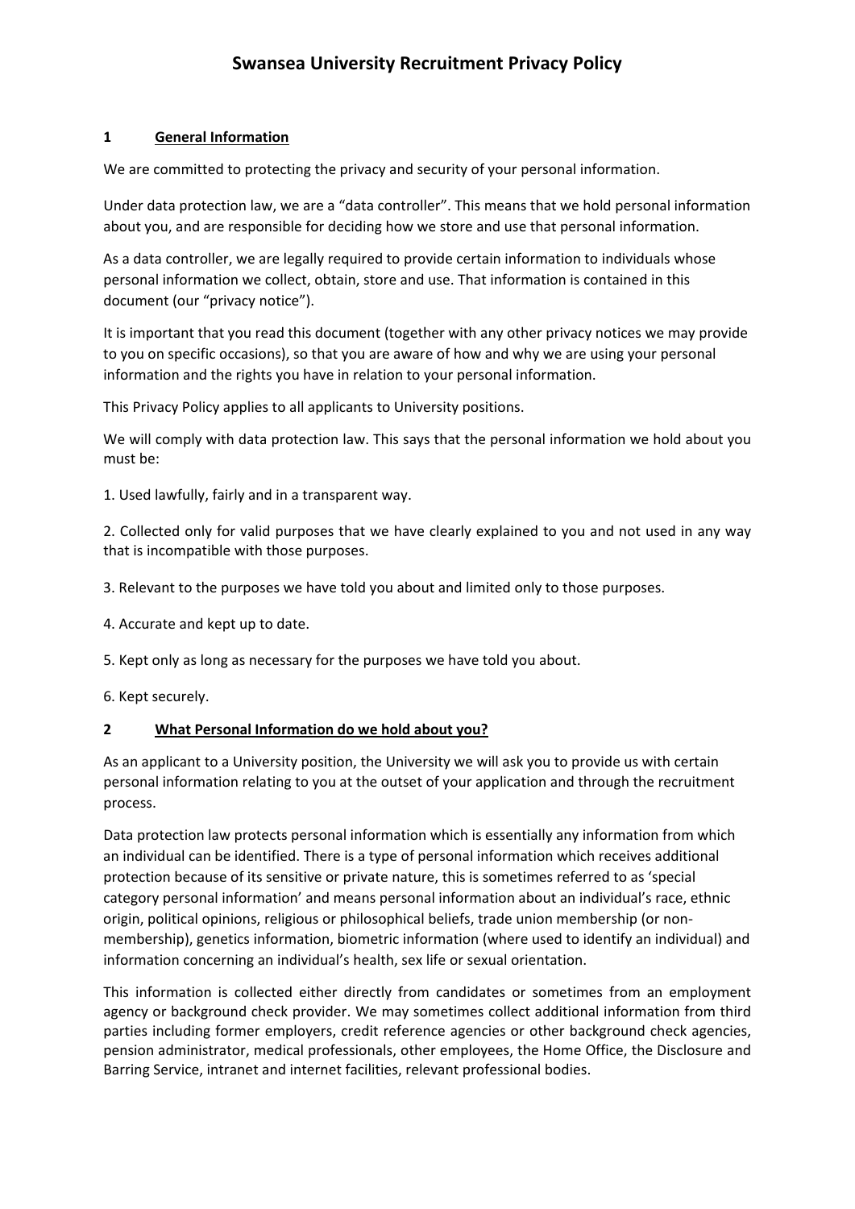# Swansea University Recruitment Privacy Policy

## 1 General Information

We are committed to protecting the privacy and security of your personal information.

Under data protection law, we are a "data controller". This means that we hold personal information about you, and are responsible for deciding how we store and use that personal information.

As a data controller, we are legally required to provide certain information to individuals whose personal information we collect, obtain, store and use. That information is contained in this document (our "privacy notice").

It is important that you read this document (together with any other privacy notices we may provide to you on specific occasions), so that you are aware of how and why we are using your personal information and the rights you have in relation to your personal information.

This Privacy Policy applies to all applicants to University positions.

We will comply with data protection law. This says that the personal information we hold about you must be:

1. Used lawfully, fairly and in a transparent way.

2. Collected only for valid purposes that we have clearly explained to you and not used in any way that is incompatible with those purposes.

3. Relevant to the purposes we have told you about and limited only to those purposes.

4. Accurate and kept up to date.

5. Kept only as long as necessary for the purposes we have told you about.

6. Kept securely.

## 2 What Personal Information do we hold about you?

As an applicant to a University position, the University we will ask you to provide us with certain personal information relating to you at the outset of your application and through the recruitment process.

Data protection law protects personal information which is essentially any information from which an individual can be identified. There is a type of personal information which receives additional protection because of its sensitive or private nature, this is sometimes referred to as 'special category personal information' and means personal information about an individual's race, ethnic origin, political opinions, religious or philosophical beliefs, trade union membership (or non-membership), genetics information, biometric information (where used to identify an individual) and information concerning an individual's health, sex life or sexual orientation.

This information is collected either directly from candidates or sometimes from an employment agency or background check provider. We may sometimes collect additional information from third parties including former employers, credit reference agencies or other background check agencies, pension administrator, medical professionals, other employees, the Home Office, the Disclosure and Barring Service, intranet and internet facilities, relevant professional bodies.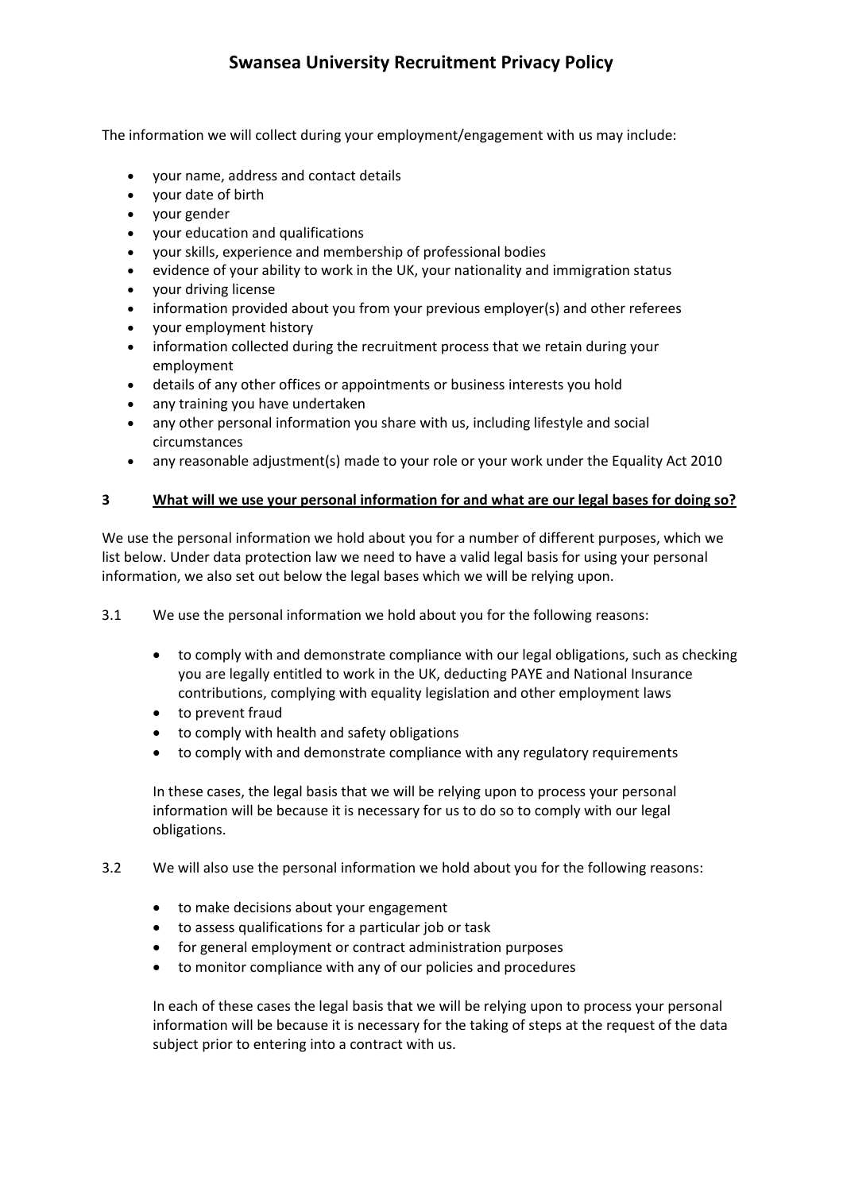# Swansea University Recruitment Privacy Policy

The information we will collect during your employment/engagement with us may include:

- your name, address and contact details
- your date of birth
- your gender
- your education and qualifications
- your skills, experience and membership of professional bodies
- evidence of your ability to work in the UK, your nationality and immigration status
- your driving license
- information provided about you from your previous employer(s) and other referees
- your employment history
- information collected during the recruitment process that we retain during your employment
- details of any other offices or appointments or business interests you hold
- any training you have undertaken
- any other personal information you share with us, including lifestyle and social circumstances
- any reasonable adjustment(s) made to your role or your work under the Equality Act 2010

## 3 What will we use your personal information for and what are our legal bases for doing so?

We use the personal information we hold about you for a number of different purposes, which we list below. Under data protection law we need to have a valid legal basis for using your personal information, we also set out below the legal bases which we will be relying upon.

3.1 We use the personal information we hold about you for the following reasons:

- to comply with and demonstrate compliance with our legal obligations, such as checking you are legally entitled to work in the UK, deducting PAYE and National Insurance contributions, complying with equality legislation and other employment laws
- to prevent fraud
- to comply with health and safety obligations
- to comply with and demonstrate compliance with any regulatory requirements

In these cases, the legal basis that we will be relying upon to process your personal information will be because it is necessary for us to do so to comply with our legal obligations.

3.2 We will also use the personal information we hold about you for the following reasons:

- to make decisions about your engagement
- to assess qualifications for a particular job or task
- for general employment or contract administration purposes
- to monitor compliance with any of our policies and procedures

In each of these cases the legal basis that we will be relying upon to process your personal information will be because it is necessary for the taking of steps at the request of the data subject prior to entering into a contract with us.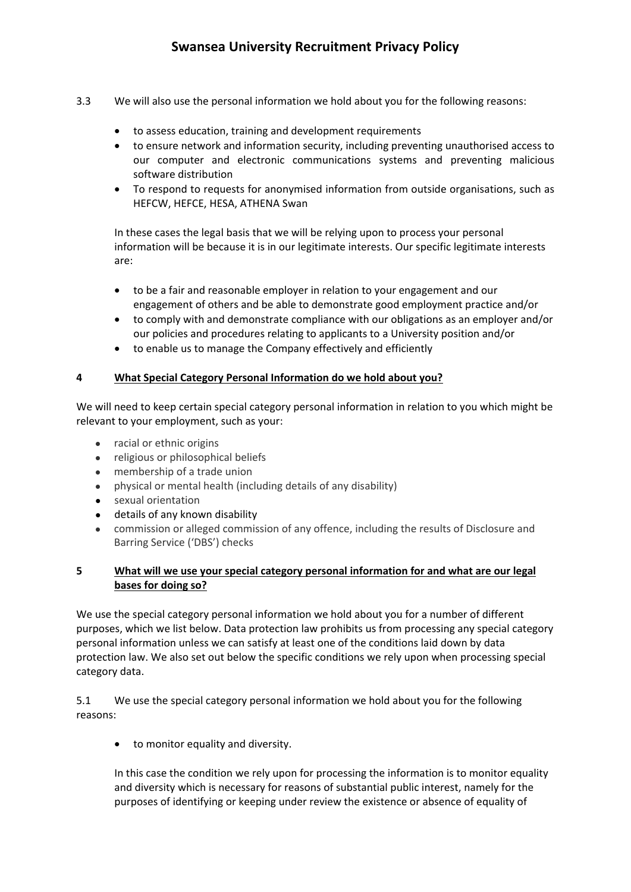3.3 We will also use the personal information we hold about you for the following reasons:

- to assess education, training and development requirements
- to ensure network and information security, including preventing unauthorised access to our computer and electronic communications systems and preventing malicious software distribution
- To respond to requests for anonymised information from outside organisations, such as HEFCW, HEFCE, HESA, ATHENA Swan

In these cases the legal basis that we will be relying upon to process your personal information will be because it is in our legitimate interests. Our specific legitimate interests are:

- to be a fair and reasonable employer in relation to your engagement and our engagement of others and be able to demonstrate good employment practice and/or
- to comply with and demonstrate compliance with our obligations as an employer and/or our policies and procedures relating to applicants to a University position and/or
- to enable us to manage the Company effectively and efficiently

## 4 What Special Category Personal Information do we hold about you?

We will need to keep certain special category personal information in relation to you which might be relevant to your employment, such as your:

- racial or ethnic origins
- religious or philosophical beliefs
- membership of a trade union
- physical or mental health (including details of any disability)
- sexual orientation
- details of any known disability
- commission or alleged commission of any offence, including the results of Disclosure and Barring Service ('DBS') checks

## 5 What will we use your special category personal information for and what are our legal bases for doing so?

We use the special category personal information we hold about you for a number of different purposes, which we list below. Data protection law prohibits us from processing any special category personal information unless we can satisfy at least one of the conditions laid down by data protection law. We also set out below the specific conditions we rely upon when processing special category data.

5.1 We use the special category personal information we hold about you for the following reasons:

- to monitor equality and diversity.

In this case the condition we rely upon for processing the information is to monitor equality and diversity which is necessary for reasons of substantial public interest, namely for the purposes of identifying or keeping under review the existence or absence of equality of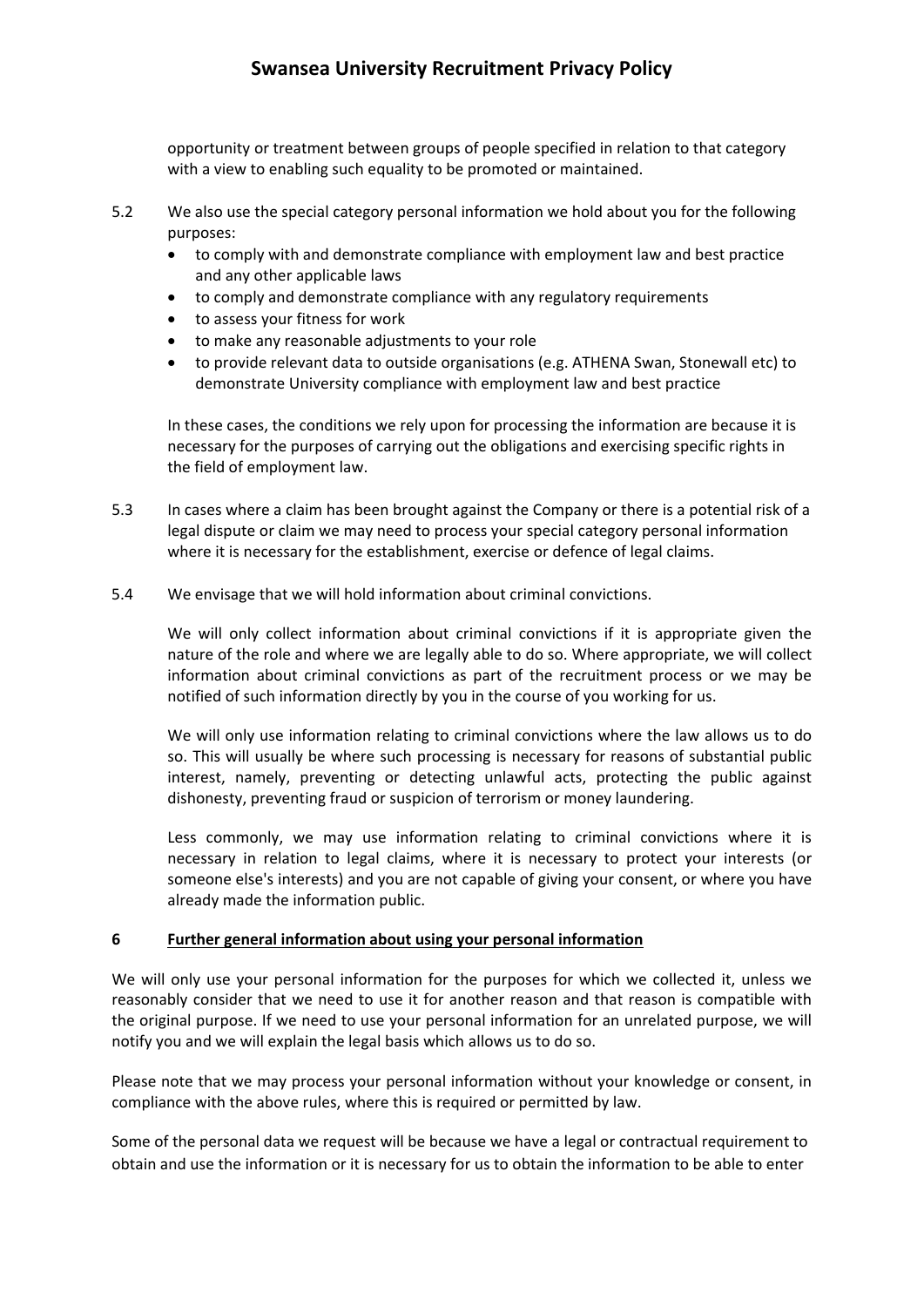opportunity or treatment between groups of people specified in relation to that category with a view to enabling such equality to be promoted or maintained.

5.2 We also use the special category personal information we hold about you for the following purposes:

- to comply with and demonstrate compliance with employment law and best practice and any other applicable laws
- to comply and demonstrate compliance with any regulatory requirements
- to assess your fitness for work
- to make any reasonable adjustments to your role
- to provide relevant data to outside organisations (e.g. ATHENA Swan, Stonewall etc) to demonstrate University compliance with employment law and best practice

In these cases, the conditions we rely upon for processing the information are because it is necessary for the purposes of carrying out the obligations and exercising specific rights in the field of employment law.

5.3 In cases where a claim has been brought against the Company or there is a potential risk of a legal dispute or claim we may need to process your special category personal information where it is necessary for the establishment, exercise or defence of legal claims.

5.4 We envisage that we will hold information about criminal convictions.

We will only collect information about criminal convictions if it is appropriate given the nature of the role and where we are legally able to do so. Where appropriate, we will collect information about criminal convictions as part of the recruitment process or we may be notified of such information directly by you in the course of you working for us.

We will only use information relating to criminal convictions where the law allows us to do so. This will usually be where such processing is necessary for reasons of substantial public interest, namely, preventing or detecting unlawful acts, protecting the public against dishonesty, preventing fraud or suspicion of terrorism or money laundering.

Less commonly, we may use information relating to criminal convictions where it is necessary in relation to legal claims, where it is necessary to protect your interests (or someone else's interests) and you are not capable of giving your consent, or where you have already made the information public.

## 6 Further general information about using your personal information

We will only use your personal information for the purposes for which we collected it, unless we reasonably consider that we need to use it for another reason and that reason is compatible with the original purpose. If we need to use your personal information for an unrelated purpose, we will notify you and we will explain the legal basis which allows us to do so.

Please note that we may process your personal information without your knowledge or consent, in compliance with the above rules, where this is required or permitted by law.

Some of the personal data we request will be because we have a legal or contractual requirement to obtain and use the information or it is necessary for us to obtain the information to be able to enter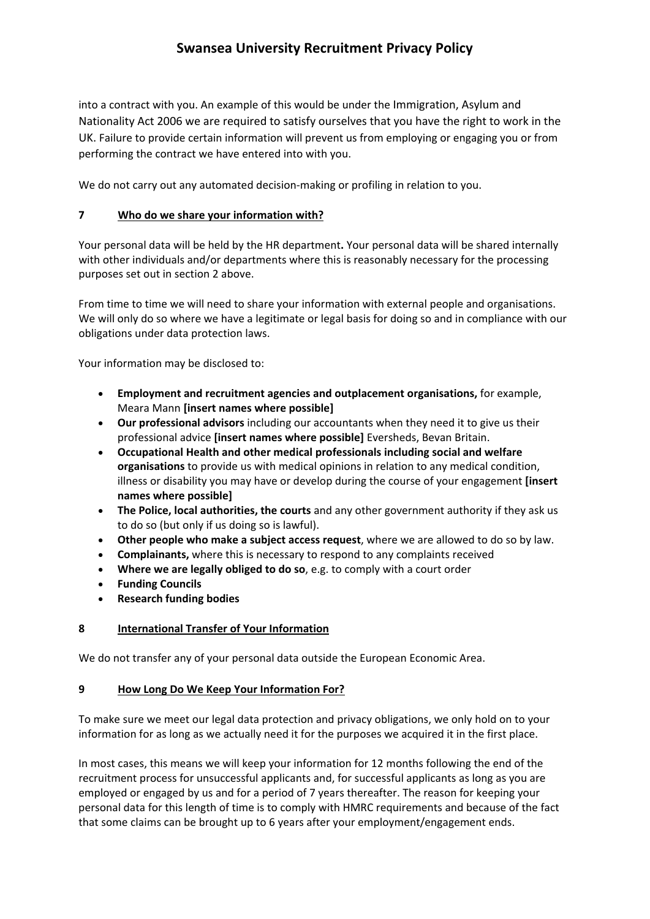into a contract with you. An example of this would be under the Immigration, Asylum and Nationality Act 2006 we are required to satisfy ourselves that you have the right to work in the UK. Failure to provide certain information will prevent us from employing or engaging you or from performing the contract we have entered into with you.

We do not carry out any automated decision-making or profiling in relation to you.

## 7 Who do we share your information with?

Your personal data will be held by the HR department**.** Your personal data will be shared internally with other individuals and/or departments where this is reasonably necessary for the processing purposes set out in section 2 above.

From time to time we will need to share your information with external people and organisations. We will only do so where we have a legitimate or legal basis for doing so and in compliance with our obligations under data protection laws.

Your information may be disclosed to:

- **Employment and recruitment agencies and outplacement organisations,** for example, Meara Mann **[insert names where possible]**
- **Our professional advisors** including our accountants when they need it to give us their professional advice **[insert names where possible]** Eversheds, Bevan Britain.
- **Occupational Health and other medical professionals including social and welfare organisations** to provide us with medical opinions in relation to any medical condition, illness or disability you may have or develop during the course of your engagement **[insert names where possible]**
- **The Police, local authorities, the courts** and any other government authority if they ask us to do so (but only if us doing so is lawful).
- **Other people who make a subject access request**, where we are allowed to do so by law.
- **Complainants,** where this is necessary to respond to any complaints received
- **Where we are legally obliged to do so**, e.g. to comply with a court order
- **Funding Councils**
- **Research funding bodies**

## 8 International Transfer of Your Information

We do not transfer any of your personal data outside the European Economic Area.

## 9 How Long Do We Keep Your Information For?

To make sure we meet our legal data protection and privacy obligations, we only hold on to your information for as long as we actually need it for the purposes we acquired it in the first place.

In most cases, this means we will keep your information for 12 months following the end of the recruitment process for unsuccessful applicants and, for successful applicants as long as you are employed or engaged by us and for a period of 7 years thereafter. The reason for keeping your personal data for this length of time is to comply with HMRC requirements and because of the fact that some claims can be brought up to 6 years after your employment/engagement ends.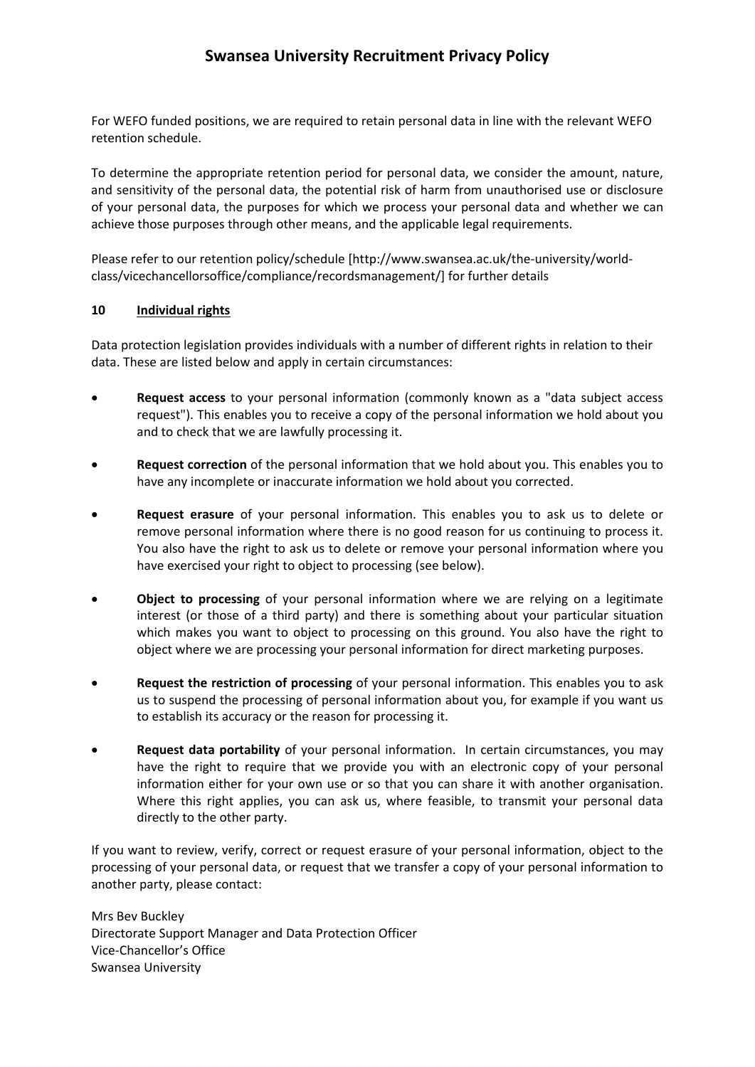For WEFO funded positions, we are required to retain personal data in line with the relevant WEFO retention schedule.

To determine the appropriate retention period for personal data, we consider the amount, nature, and sensitivity of the personal data, the potential risk of harm from unauthorised use or disclosure of your personal data, the purposes for which we process your personal data and whether we can achieve those purposes through other means, and the applicable legal requirements.

Please refer to our retention policy/schedule [http://www.swansea.ac.uk/the-university/world-class/vicechancellorsoffice/compliance/recordsmanagement/] for further details

## 10 Individual rights

Data protection legislation provides individuals with a number of different rights in relation to their data. These are listed below and apply in certain circumstances:

- **Request access** to your personal information (commonly known as a "data subject access request"). This enables you to receive a copy of the personal information we hold about you and to check that we are lawfully processing it.
- **Request correction** of the personal information that we hold about you. This enables you to have any incomplete or inaccurate information we hold about you corrected.
- **Request erasure** of your personal information. This enables you to ask us to delete or remove personal information where there is no good reason for us continuing to process it. You also have the right to ask us to delete or remove your personal information where you have exercised your right to object to processing (see below).
- **Object to processing** of your personal information where we are relying on a legitimate interest (or those of a third party) and there is something about your particular situation which makes you want to object to processing on this ground. You also have the right to object where we are processing your personal information for direct marketing purposes.
- **Request the restriction of processing** of your personal information. This enables you to ask us to suspend the processing of personal information about you, for example if you want us to establish its accuracy or the reason for processing it.
- **Request data portability** of your personal information. In certain circumstances, you may have the right to require that we provide you with an electronic copy of your personal information either for your own use or so that you can share it with another organisation. Where this right applies, you can ask us, where feasible, to transmit your personal data directly to the other party.

If you want to review, verify, correct or request erasure of your personal information, object to the processing of your personal data, or request that we transfer a copy of your personal information to another party, please contact:

Mrs Bev Buckley
Directorate Support Manager and Data Protection Officer
Vice-Chancellor's Office
Swansea University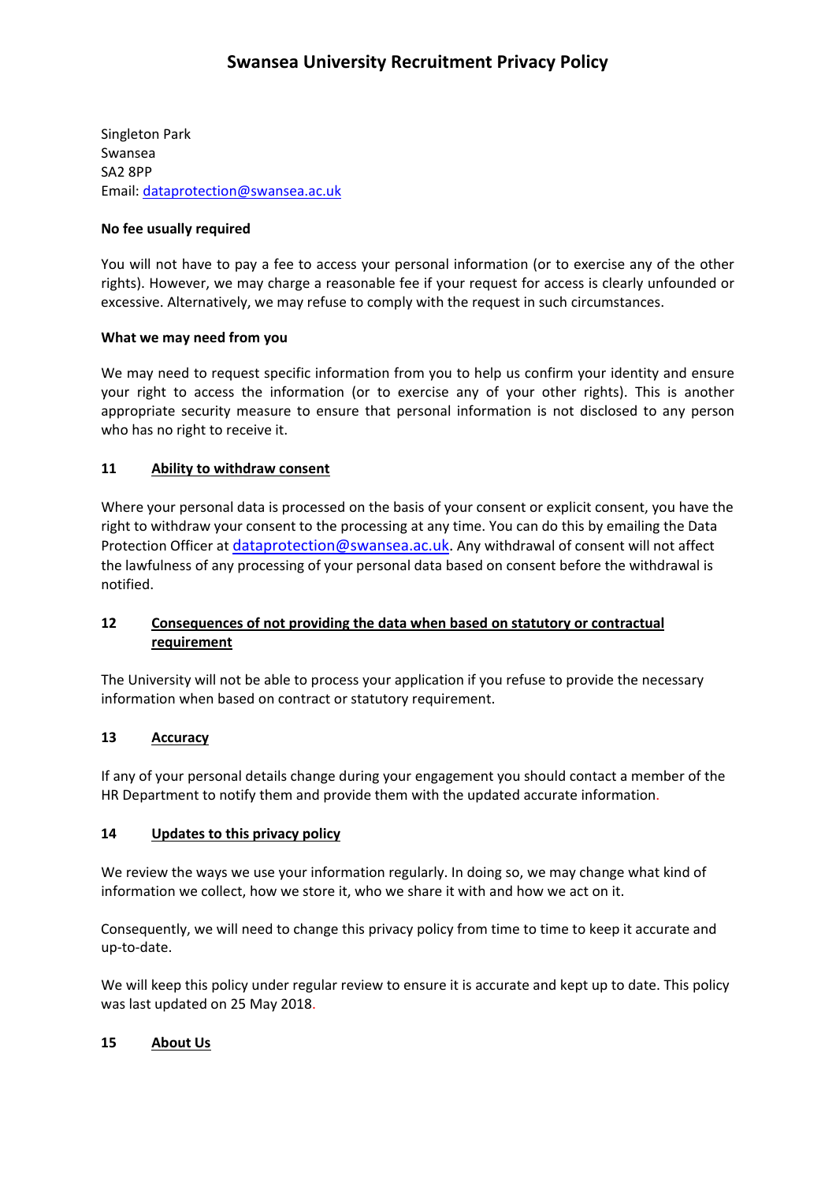Singleton Park
Swansea
SA2 8PP
Email: dataprotection@swansea.ac.uk

**No fee usually required**

You will not have to pay a fee to access your personal information (or to exercise any of the other rights). However, we may charge a reasonable fee if your request for access is clearly unfounded or excessive. Alternatively, we may refuse to comply with the request in such circumstances.

**What we may need from you**

We may need to request specific information from you to help us confirm your identity and ensure your right to access the information (or to exercise any of your other rights). This is another appropriate security measure to ensure that personal information is not disclosed to any person who has no right to receive it.

## 11 Ability to withdraw consent

Where your personal data is processed on the basis of your consent or explicit consent, you have the right to withdraw your consent to the processing at any time. You can do this by emailing the Data Protection Officer at dataprotection@swansea.ac.uk. Any withdrawal of consent will not affect the lawfulness of any processing of your personal data based on consent before the withdrawal is notified.

## 12 Consequences of not providing the data when based on statutory or contractual requirement

The University will not be able to process your application if you refuse to provide the necessary information when based on contract or statutory requirement.

## 13 Accuracy

If any of your personal details change during your engagement you should contact a member of the HR Department to notify them and provide them with the updated accurate information.

## 14 Updates to this privacy policy

We review the ways we use your information regularly. In doing so, we may change what kind of information we collect, how we store it, who we share it with and how we act on it.

Consequently, we will need to change this privacy policy from time to time to keep it accurate and up-to-date.

We will keep this policy under regular review to ensure it is accurate and kept up to date. This policy was last updated on 25 May 2018.

## 15 About Us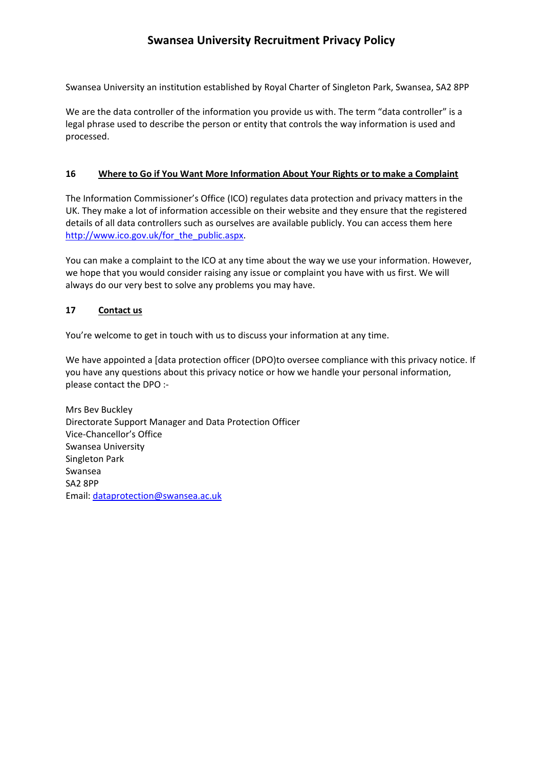# Swansea University Recruitment Privacy Policy

Swansea University an institution established by Royal Charter of Singleton Park, Swansea, SA2 8PP

We are the data controller of the information you provide us with. The term "data controller" is a legal phrase used to describe the person or entity that controls the way information is used and processed.

## 16 Where to Go if You Want More Information About Your Rights or to make a Complaint

The Information Commissioner's Office (ICO) regulates data protection and privacy matters in the UK. They make a lot of information accessible on their website and they ensure that the registered details of all data controllers such as ourselves are available publicly. You can access them here http://www.ico.gov.uk/for_the_public.aspx.

You can make a complaint to the ICO at any time about the way we use your information. However, we hope that you would consider raising any issue or complaint you have with us first. We will always do our very best to solve any problems you may have.

## 17 Contact us

You're welcome to get in touch with us to discuss your information at any time.

We have appointed a [data protection officer (DPO)to oversee compliance with this privacy notice. If you have any questions about this privacy notice or how we handle your personal information, please contact the DPO :-

Mrs Bev Buckley
Directorate Support Manager and Data Protection Officer
Vice-Chancellor's Office
Swansea University
Singleton Park
Swansea
SA2 8PP
Email: dataprotection@swansea.ac.uk